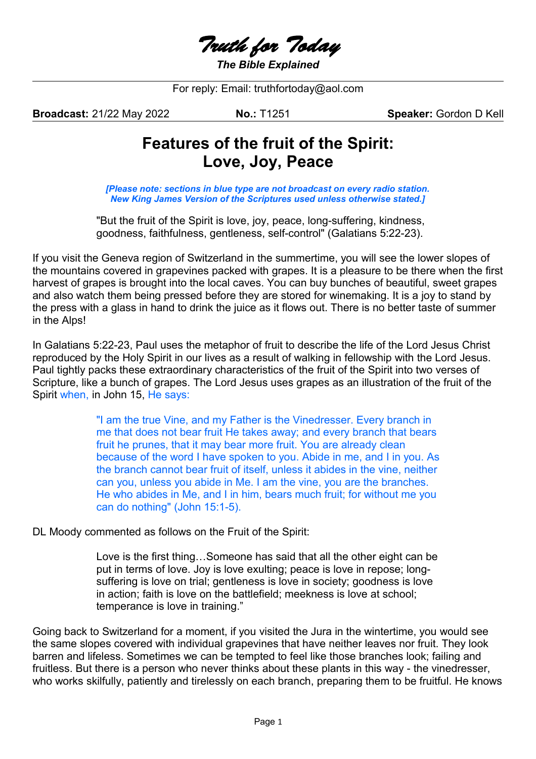# *Truth for Today*

***The Bible Explained***

For reply: Email: truthfortoday@aol.com

**Broadcast:** 21/22 May 2022 **No.:** T1251 **Speaker:** Gordon D Kell

## Features of the fruit of the Spirit: Love, Joy, Peace

***[Please note: sections in blue type are not broadcast on every radio station. New King James Version of the Scriptures used unless otherwise stated.]***

> "But the fruit of the Spirit is love, joy, peace, long-suffering, kindness, goodness, faithfulness, gentleness, self-control" (Galatians 5:22-23).

If you visit the Geneva region of Switzerland in the summertime, you will see the lower slopes of the mountains covered in grapevines packed with grapes. It is a pleasure to be there when the first harvest of grapes is brought into the local caves. You can buy bunches of beautiful, sweet grapes and also watch them being pressed before they are stored for winemaking. It is a joy to stand by the press with a glass in hand to drink the juice as it flows out. There is no better taste of summer in the Alps!

In Galatians 5:22-23, Paul uses the metaphor of fruit to describe the life of the Lord Jesus Christ reproduced by the Holy Spirit in our lives as a result of walking in fellowship with the Lord Jesus. Paul tightly packs these extraordinary characteristics of the fruit of the Spirit into two verses of Scripture, like a bunch of grapes. The Lord Jesus uses grapes as an illustration of the fruit of the Spirit when, in John 15, He says:

> "I am the true Vine, and my Father is the Vinedresser. Every branch in me that does not bear fruit He takes away; and every branch that bears fruit he prunes, that it may bear more fruit. You are already clean because of the word I have spoken to you. Abide in me, and I in you. As the branch cannot bear fruit of itself, unless it abides in the vine, neither can you, unless you abide in Me. I am the vine, you are the branches. He who abides in Me, and I in him, bears much fruit; for without me you can do nothing" (John 15:1-5).

DL Moody commented as follows on the Fruit of the Spirit:

> Love is the first thing…Someone has said that all the other eight can be put in terms of love. Joy is love exulting; peace is love in repose; long-suffering is love on trial; gentleness is love in society; goodness is love in action; faith is love on the battlefield; meekness is love at school; temperance is love in training."

Going back to Switzerland for a moment, if you visited the Jura in the wintertime, you would see the same slopes covered with individual grapevines that have neither leaves nor fruit. They look barren and lifeless. Sometimes we can be tempted to feel like those branches look; failing and fruitless. But there is a person who never thinks about these plants in this way - the vinedresser, who works skilfully, patiently and tirelessly on each branch, preparing them to be fruitful. He knows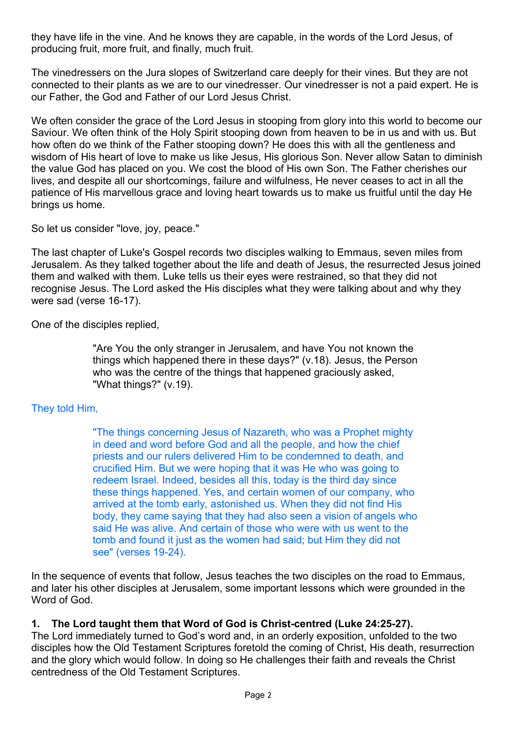they have life in the vine. And he knows they are capable, in the words of the Lord Jesus, of producing fruit, more fruit, and finally, much fruit.

The vinedressers on the Jura slopes of Switzerland care deeply for their vines. But they are not connected to their plants as we are to our vinedresser. Our vinedresser is not a paid expert. He is our Father, the God and Father of our Lord Jesus Christ.

We often consider the grace of the Lord Jesus in stooping from glory into this world to become our Saviour. We often think of the Holy Spirit stooping down from heaven to be in us and with us. But how often do we think of the Father stooping down? He does this with all the gentleness and wisdom of His heart of love to make us like Jesus, His glorious Son. Never allow Satan to diminish the value God has placed on you. We cost the blood of His own Son. The Father cherishes our lives, and despite all our shortcomings, failure and wilfulness, He never ceases to act in all the patience of His marvellous grace and loving heart towards us to make us fruitful until the day He brings us home.

So let us consider "love, joy, peace."

The last chapter of Luke's Gospel records two disciples walking to Emmaus, seven miles from Jerusalem. As they talked together about the life and death of Jesus, the resurrected Jesus joined them and walked with them. Luke tells us their eyes were restrained, so that they did not recognise Jesus. The Lord asked the His disciples what they were talking about and why they were sad (verse 16-17).

One of the disciples replied,

> "Are You the only stranger in Jerusalem, and have You not known the things which happened there in these days?" (v.18). Jesus, the Person who was the centre of the things that happened graciously asked, "What things?" (v.19).

They told Him,

> "The things concerning Jesus of Nazareth, who was a Prophet mighty in deed and word before God and all the people, and how the chief priests and our rulers delivered Him to be condemned to death, and crucified Him. But we were hoping that it was He who was going to redeem Israel. Indeed, besides all this, today is the third day since these things happened. Yes, and certain women of our company, who arrived at the tomb early, astonished us. When they did not find His body, they came saying that they had also seen a vision of angels who said He was alive. And certain of those who were with us went to the tomb and found it just as the women had said; but Him they did not see" (verses 19-24).

In the sequence of events that follow, Jesus teaches the two disciples on the road to Emmaus, and later his other disciples at Jerusalem, some important lessons which were grounded in the Word of God.

**1. The Lord taught them that Word of God is Christ-centred (Luke 24:25-27).**

The Lord immediately turned to God's word and, in an orderly exposition, unfolded to the two disciples how the Old Testament Scriptures foretold the coming of Christ, His death, resurrection and the glory which would follow. In doing so He challenges their faith and reveals the Christ centredness of the Old Testament Scriptures.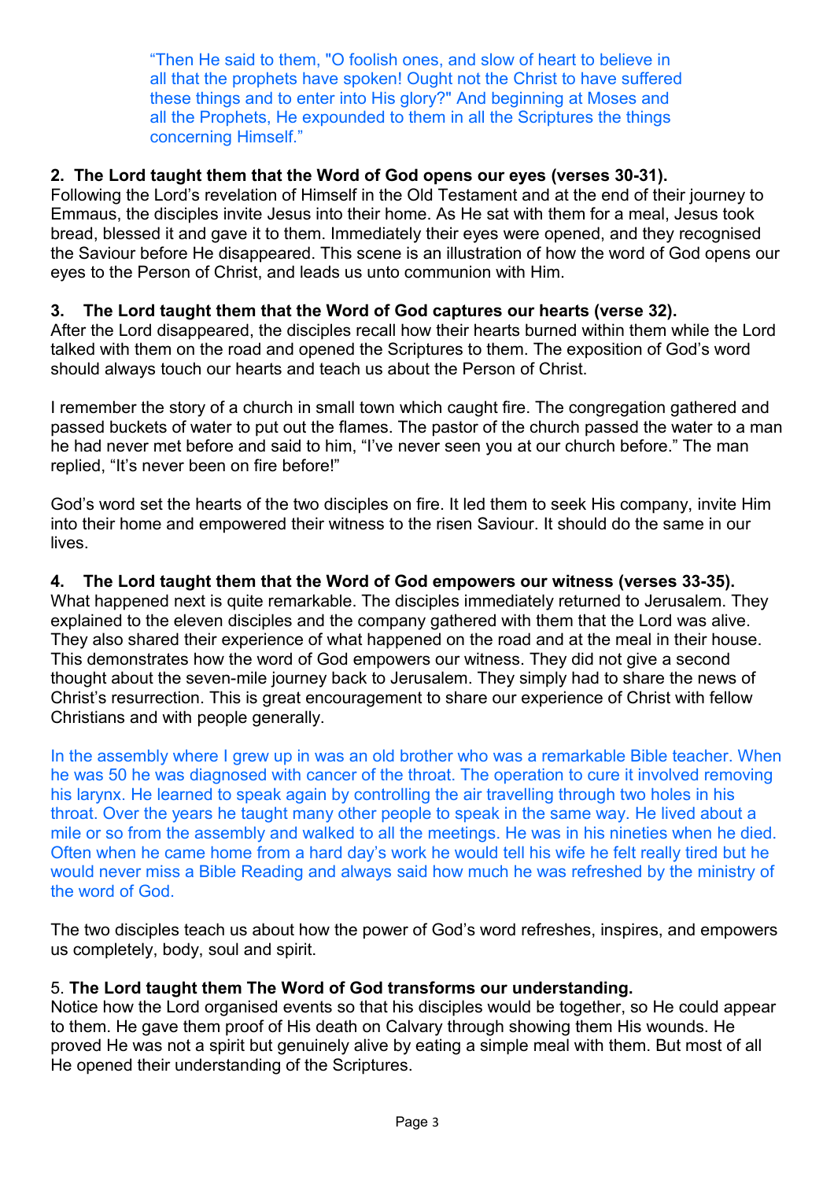> "Then He said to them, "O foolish ones, and slow of heart to believe in all that the prophets have spoken! Ought not the Christ to have suffered these things and to enter into His glory?" And beginning at Moses and all the Prophets, He expounded to them in all the Scriptures the things concerning Himself."

**2. The Lord taught them that the Word of God opens our eyes (verses 30-31).**
Following the Lord's revelation of Himself in the Old Testament and at the end of their journey to Emmaus, the disciples invite Jesus into their home. As He sat with them for a meal, Jesus took bread, blessed it and gave it to them. Immediately their eyes were opened, and they recognised the Saviour before He disappeared. This scene is an illustration of how the word of God opens our eyes to the Person of Christ, and leads us unto communion with Him.

**3. The Lord taught them that the Word of God captures our hearts (verse 32).**
After the Lord disappeared, the disciples recall how their hearts burned within them while the Lord talked with them on the road and opened the Scriptures to them. The exposition of God's word should always touch our hearts and teach us about the Person of Christ.

I remember the story of a church in small town which caught fire. The congregation gathered and passed buckets of water to put out the flames. The pastor of the church passed the water to a man he had never met before and said to him, "I've never seen you at our church before." The man replied, "It's never been on fire before!"

God's word set the hearts of the two disciples on fire. It led them to seek His company, invite Him into their home and empowered their witness to the risen Saviour. It should do the same in our lives.

**4. The Lord taught them that the Word of God empowers our witness (verses 33-35).**
What happened next is quite remarkable. The disciples immediately returned to Jerusalem. They explained to the eleven disciples and the company gathered with them that the Lord was alive. They also shared their experience of what happened on the road and at the meal in their house. This demonstrates how the word of God empowers our witness. They did not give a second thought about the seven-mile journey back to Jerusalem. They simply had to share the news of Christ's resurrection. This is great encouragement to share our experience of Christ with fellow Christians and with people generally.

In the assembly where I grew up in was an old brother who was a remarkable Bible teacher. When he was 50 he was diagnosed with cancer of the throat. The operation to cure it involved removing his larynx. He learned to speak again by controlling the air travelling through two holes in his throat. Over the years he taught many other people to speak in the same way. He lived about a mile or so from the assembly and walked to all the meetings. He was in his nineties when he died. Often when he came home from a hard day's work he would tell his wife he felt really tired but he would never miss a Bible Reading and always said how much he was refreshed by the ministry of the word of God.

The two disciples teach us about how the power of God's word refreshes, inspires, and empowers us completely, body, soul and spirit.

5. **The Lord taught them The Word of God transforms our understanding.**
Notice how the Lord organised events so that his disciples would be together, so He could appear to them. He gave them proof of His death on Calvary through showing them His wounds. He proved He was not a spirit but genuinely alive by eating a simple meal with them. But most of all He opened their understanding of the Scriptures.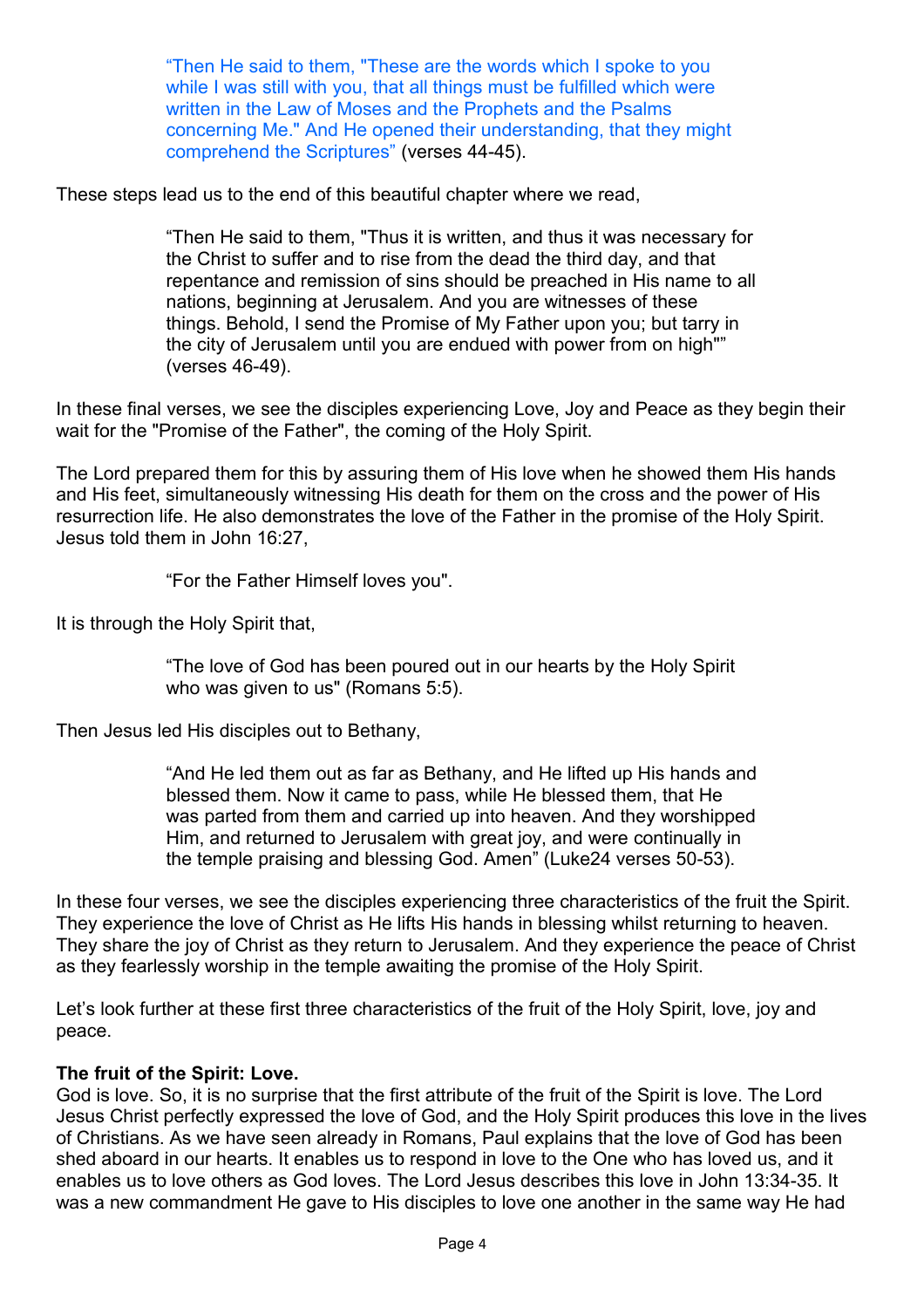> "Then He said to them, "These are the words which I spoke to you while I was still with you, that all things must be fulfilled which were written in the Law of Moses and the Prophets and the Psalms concerning Me." And He opened their understanding, that they might comprehend the Scriptures" (verses 44-45).

These steps lead us to the end of this beautiful chapter where we read,

> "Then He said to them, "Thus it is written, and thus it was necessary for the Christ to suffer and to rise from the dead the third day, and that repentance and remission of sins should be preached in His name to all nations, beginning at Jerusalem. And you are witnesses of these things. Behold, I send the Promise of My Father upon you; but tarry in the city of Jerusalem until you are endued with power from on high"" (verses 46-49).

In these final verses, we see the disciples experiencing Love, Joy and Peace as they begin their wait for the "Promise of the Father", the coming of the Holy Spirit.

The Lord prepared them for this by assuring them of His love when he showed them His hands and His feet, simultaneously witnessing His death for them on the cross and the power of His resurrection life. He also demonstrates the love of the Father in the promise of the Holy Spirit. Jesus told them in John 16:27,

> "For the Father Himself loves you".

It is through the Holy Spirit that,

> "The love of God has been poured out in our hearts by the Holy Spirit who was given to us" (Romans 5:5).

Then Jesus led His disciples out to Bethany,

> "And He led them out as far as Bethany, and He lifted up His hands and blessed them. Now it came to pass, while He blessed them, that He was parted from them and carried up into heaven. And they worshipped Him, and returned to Jerusalem with great joy, and were continually in the temple praising and blessing God. Amen" (Luke24 verses 50-53).

In these four verses, we see the disciples experiencing three characteristics of the fruit the Spirit. They experience the love of Christ as He lifts His hands in blessing whilst returning to heaven. They share the joy of Christ as they return to Jerusalem. And they experience the peace of Christ as they fearlessly worship in the temple awaiting the promise of the Holy Spirit.

Let's look further at these first three characteristics of the fruit of the Holy Spirit, love, joy and peace.

**The fruit of the Spirit: Love.**

God is love. So, it is no surprise that the first attribute of the fruit of the Spirit is love. The Lord Jesus Christ perfectly expressed the love of God, and the Holy Spirit produces this love in the lives of Christians. As we have seen already in Romans, Paul explains that the love of God has been shed aboard in our hearts. It enables us to respond in love to the One who has loved us, and it enables us to love others as God loves. The Lord Jesus describes this love in John 13:34-35. It was a new commandment He gave to His disciples to love one another in the same way He had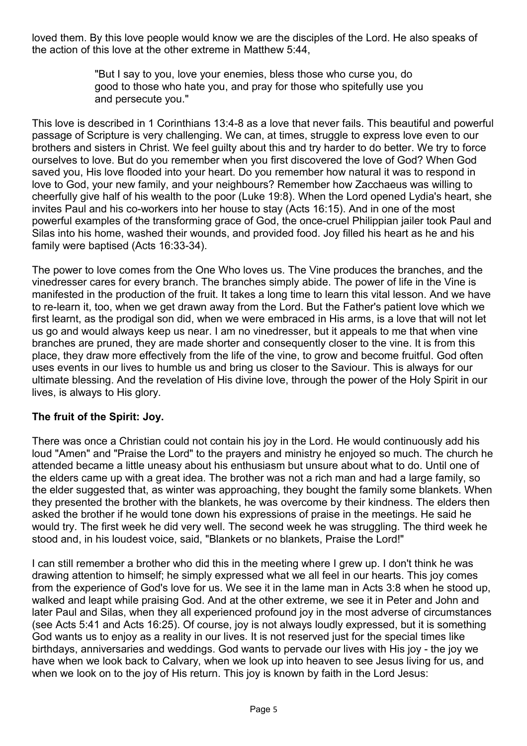loved them. By this love people would know we are the disciples of the Lord. He also speaks of the action of this love at the other extreme in Matthew 5:44,

> "But I say to you, love your enemies, bless those who curse you, do good to those who hate you, and pray for those who spitefully use you and persecute you."

This love is described in 1 Corinthians 13:4-8 as a love that never fails. This beautiful and powerful passage of Scripture is very challenging. We can, at times, struggle to express love even to our brothers and sisters in Christ. We feel guilty about this and try harder to do better. We try to force ourselves to love. But do you remember when you first discovered the love of God? When God saved you, His love flooded into your heart. Do you remember how natural it was to respond in love to God, your new family, and your neighbours? Remember how Zacchaeus was willing to cheerfully give half of his wealth to the poor (Luke 19:8). When the Lord opened Lydia's heart, she invites Paul and his co-workers into her house to stay (Acts 16:15). And in one of the most powerful examples of the transforming grace of God, the once-cruel Philippian jailer took Paul and Silas into his home, washed their wounds, and provided food. Joy filled his heart as he and his family were baptised (Acts 16:33-34).

The power to love comes from the One Who loves us. The Vine produces the branches, and the vinedresser cares for every branch. The branches simply abide. The power of life in the Vine is manifested in the production of the fruit. It takes a long time to learn this vital lesson. And we have to re-learn it, too, when we get drawn away from the Lord. But the Father's patient love which we first learnt, as the prodigal son did, when we were embraced in His arms, is a love that will not let us go and would always keep us near. I am no vinedresser, but it appeals to me that when vine branches are pruned, they are made shorter and consequently closer to the vine. It is from this place, they draw more effectively from the life of the vine, to grow and become fruitful. God often uses events in our lives to humble us and bring us closer to the Saviour. This is always for our ultimate blessing. And the revelation of His divine love, through the power of the Holy Spirit in our lives, is always to His glory.

**The fruit of the Spirit: Joy.**

There was once a Christian could not contain his joy in the Lord. He would continuously add his loud "Amen" and "Praise the Lord" to the prayers and ministry he enjoyed so much. The church he attended became a little uneasy about his enthusiasm but unsure about what to do. Until one of the elders came up with a great idea. The brother was not a rich man and had a large family, so the elder suggested that, as winter was approaching, they bought the family some blankets. When they presented the brother with the blankets, he was overcome by their kindness. The elders then asked the brother if he would tone down his expressions of praise in the meetings. He said he would try. The first week he did very well. The second week he was struggling. The third week he stood and, in his loudest voice, said, "Blankets or no blankets, Praise the Lord!"

I can still remember a brother who did this in the meeting where I grew up. I don't think he was drawing attention to himself; he simply expressed what we all feel in our hearts. This joy comes from the experience of God's love for us. We see it in the lame man in Acts 3:8 when he stood up, walked and leapt while praising God. And at the other extreme, we see it in Peter and John and later Paul and Silas, when they all experienced profound joy in the most adverse of circumstances (see Acts 5:41 and Acts 16:25). Of course, joy is not always loudly expressed, but it is something God wants us to enjoy as a reality in our lives. It is not reserved just for the special times like birthdays, anniversaries and weddings. God wants to pervade our lives with His joy - the joy we have when we look back to Calvary, when we look up into heaven to see Jesus living for us, and when we look on to the joy of His return. This joy is known by faith in the Lord Jesus: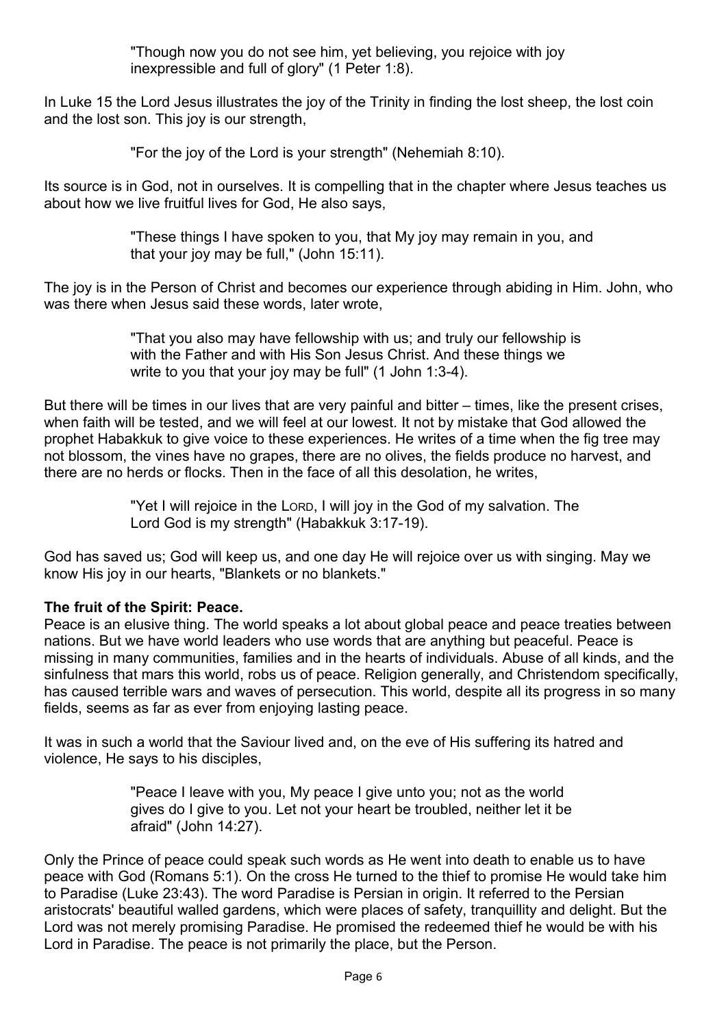> "Though now you do not see him, yet believing, you rejoice with joy inexpressible and full of glory" (1 Peter 1:8).

In Luke 15 the Lord Jesus illustrates the joy of the Trinity in finding the lost sheep, the lost coin and the lost son. This joy is our strength,

> "For the joy of the Lord is your strength" (Nehemiah 8:10).

Its source is in God, not in ourselves. It is compelling that in the chapter where Jesus teaches us about how we live fruitful lives for God, He also says,

> "These things I have spoken to you, that My joy may remain in you, and that your joy may be full," (John 15:11).

The joy is in the Person of Christ and becomes our experience through abiding in Him. John, who was there when Jesus said these words, later wrote,

> "That you also may have fellowship with us; and truly our fellowship is with the Father and with His Son Jesus Christ. And these things we write to you that your joy may be full" (1 John 1:3-4).

But there will be times in our lives that are very painful and bitter – times, like the present crises, when faith will be tested, and we will feel at our lowest. It not by mistake that God allowed the prophet Habakkuk to give voice to these experiences. He writes of a time when the fig tree may not blossom, the vines have no grapes, there are no olives, the fields produce no harvest, and there are no herds or flocks. Then in the face of all this desolation, he writes,

> "Yet I will rejoice in the LORD, I will joy in the God of my salvation. The Lord God is my strength" (Habakkuk 3:17-19).

God has saved us; God will keep us, and one day He will rejoice over us with singing. May we know His joy in our hearts, "Blankets or no blankets."

**The fruit of the Spirit: Peace.**

Peace is an elusive thing. The world speaks a lot about global peace and peace treaties between nations. But we have world leaders who use words that are anything but peaceful. Peace is missing in many communities, families and in the hearts of individuals. Abuse of all kinds, and the sinfulness that mars this world, robs us of peace. Religion generally, and Christendom specifically, has caused terrible wars and waves of persecution. This world, despite all its progress in so many fields, seems as far as ever from enjoying lasting peace.

It was in such a world that the Saviour lived and, on the eve of His suffering its hatred and violence, He says to his disciples,

> "Peace I leave with you, My peace I give unto you; not as the world gives do I give to you. Let not your heart be troubled, neither let it be afraid" (John 14:27).

Only the Prince of peace could speak such words as He went into death to enable us to have peace with God (Romans 5:1). On the cross He turned to the thief to promise He would take him to Paradise (Luke 23:43). The word Paradise is Persian in origin. It referred to the Persian aristocrats' beautiful walled gardens, which were places of safety, tranquillity and delight. But the Lord was not merely promising Paradise. He promised the redeemed thief he would be with his Lord in Paradise. The peace is not primarily the place, but the Person.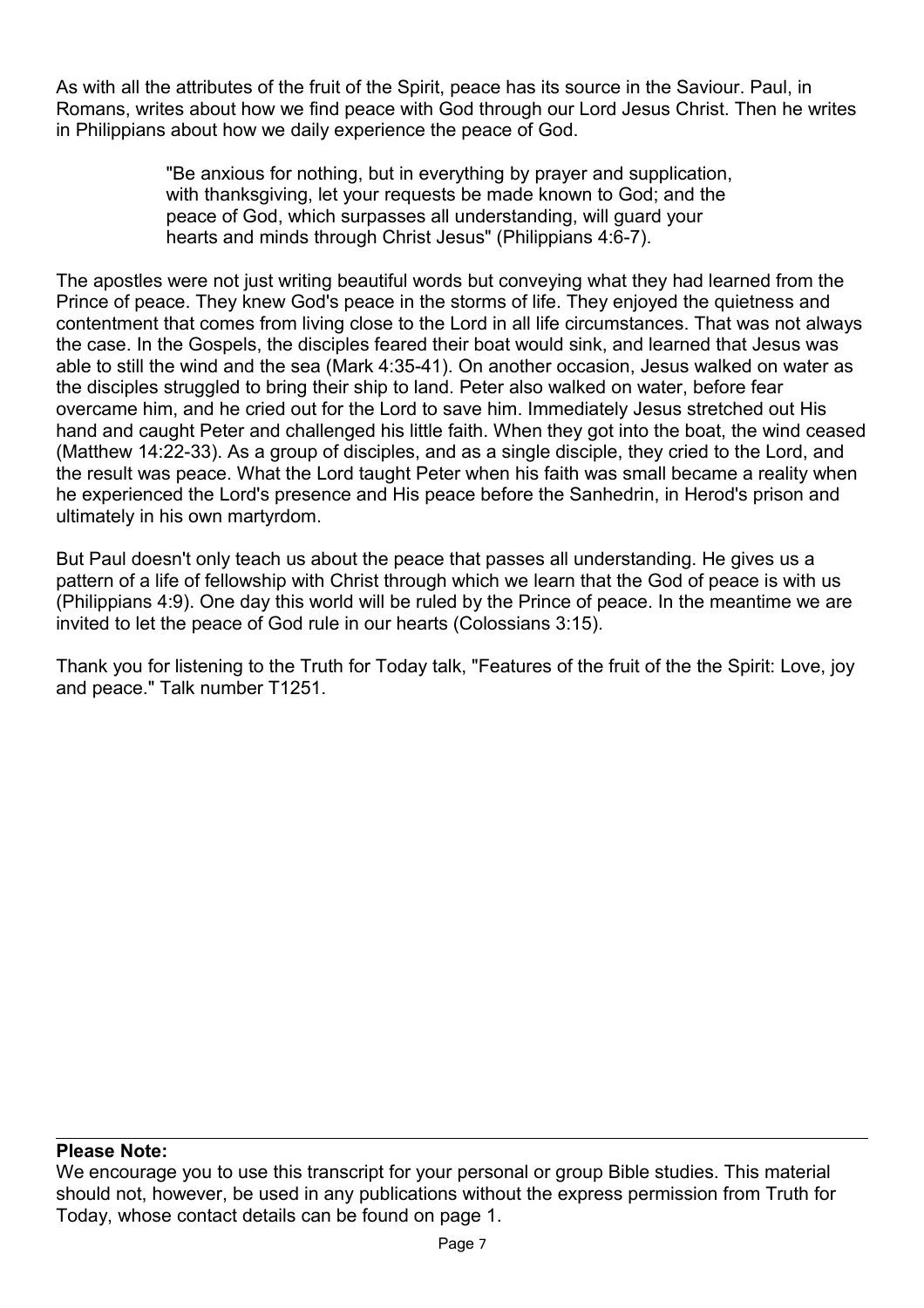As with all the attributes of the fruit of the Spirit, peace has its source in the Saviour. Paul, in Romans, writes about how we find peace with God through our Lord Jesus Christ. Then he writes in Philippians about how we daily experience the peace of God.

> "Be anxious for nothing, but in everything by prayer and supplication, with thanksgiving, let your requests be made known to God; and the peace of God, which surpasses all understanding, will guard your hearts and minds through Christ Jesus" (Philippians 4:6-7).

The apostles were not just writing beautiful words but conveying what they had learned from the Prince of peace. They knew God's peace in the storms of life. They enjoyed the quietness and contentment that comes from living close to the Lord in all life circumstances. That was not always the case. In the Gospels, the disciples feared their boat would sink, and learned that Jesus was able to still the wind and the sea (Mark 4:35-41). On another occasion, Jesus walked on water as the disciples struggled to bring their ship to land. Peter also walked on water, before fear overcame him, and he cried out for the Lord to save him. Immediately Jesus stretched out His hand and caught Peter and challenged his little faith. When they got into the boat, the wind ceased (Matthew 14:22-33). As a group of disciples, and as a single disciple, they cried to the Lord, and the result was peace. What the Lord taught Peter when his faith was small became a reality when he experienced the Lord's presence and His peace before the Sanhedrin, in Herod's prison and ultimately in his own martyrdom.

But Paul doesn't only teach us about the peace that passes all understanding. He gives us a pattern of a life of fellowship with Christ through which we learn that the God of peace is with us (Philippians 4:9). One day this world will be ruled by the Prince of peace. In the meantime we are invited to let the peace of God rule in our hearts (Colossians 3:15).

Thank you for listening to the Truth for Today talk, "Features of the fruit of the the Spirit: Love, joy and peace." Talk number T1251.

---

**Please Note:**
We encourage you to use this transcript for your personal or group Bible studies. This material should not, however, be used in any publications without the express permission from Truth for Today, whose contact details can be found on page 1.